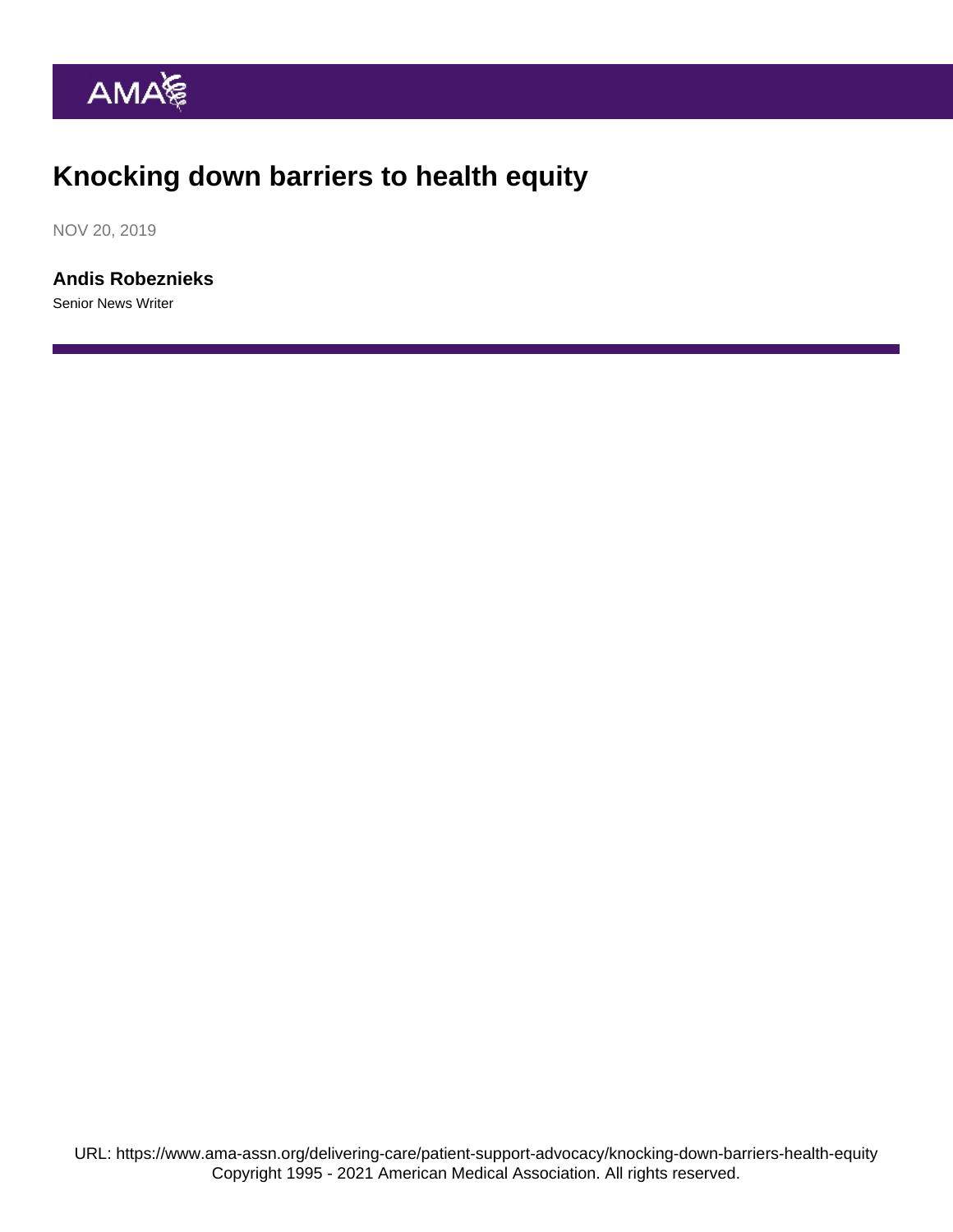# Knocking down barriers to health equity

NOV 20, 2019

**Andis Robeznieks**

Senior News Writer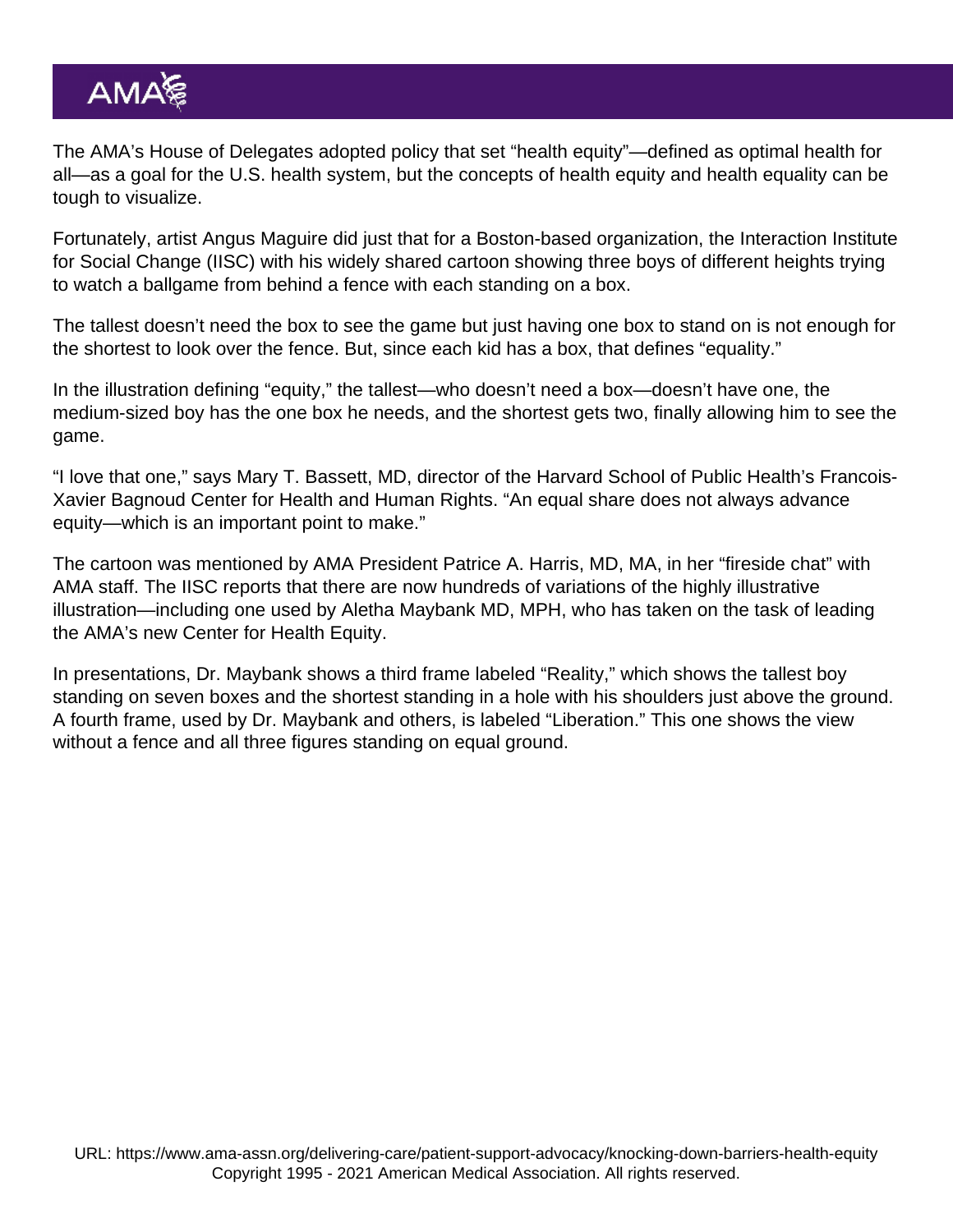The AMA's House of Delegates adopted policy that set "health equity"—defined as optimal health for all—as a goal for the U.S. health system, but the concepts of health equity and health equality can be tough to visualize.

Fortunately, artist Angus Maguire did just that for a Boston-based organization, the Interaction Institute for Social Change (IISC) with his widely shared cartoon showing three boys of different heights trying to watch a ballgame from behind a fence with each standing on a box.

The tallest doesn't need the box to see the game but just having one box to stand on is not enough for the shortest to look over the fence. But, since each kid has a box, that defines "equality."

In the illustration defining "equity," the tallest—who doesn't need a box—doesn't have one, the medium-sized boy has the one box he needs, and the shortest gets two, finally allowing him to see the game.

"I love that one," says Mary T. Bassett, MD, director of the Harvard School of Public Health's Francois-Xavier Bagnoud Center for Health and Human Rights. "An equal share does not always advance equity—which is an important point to make."

The cartoon was mentioned by AMA President Patrice A. Harris, MD, MA, in her "fireside chat" with AMA staff. The IISC reports that there are now hundreds of variations of the highly illustrative illustration—including one used by Aletha Maybank MD, MPH, who has taken on the task of leading the AMA's new Center for Health Equity.

In presentations, Dr. Maybank shows a third frame labeled "Reality," which shows the tallest boy standing on seven boxes and the shortest standing in a hole with his shoulders just above the ground. A fourth frame, used by Dr. Maybank and others, is labeled "Liberation." This one shows the view without a fence and all three figures standing on equal ground.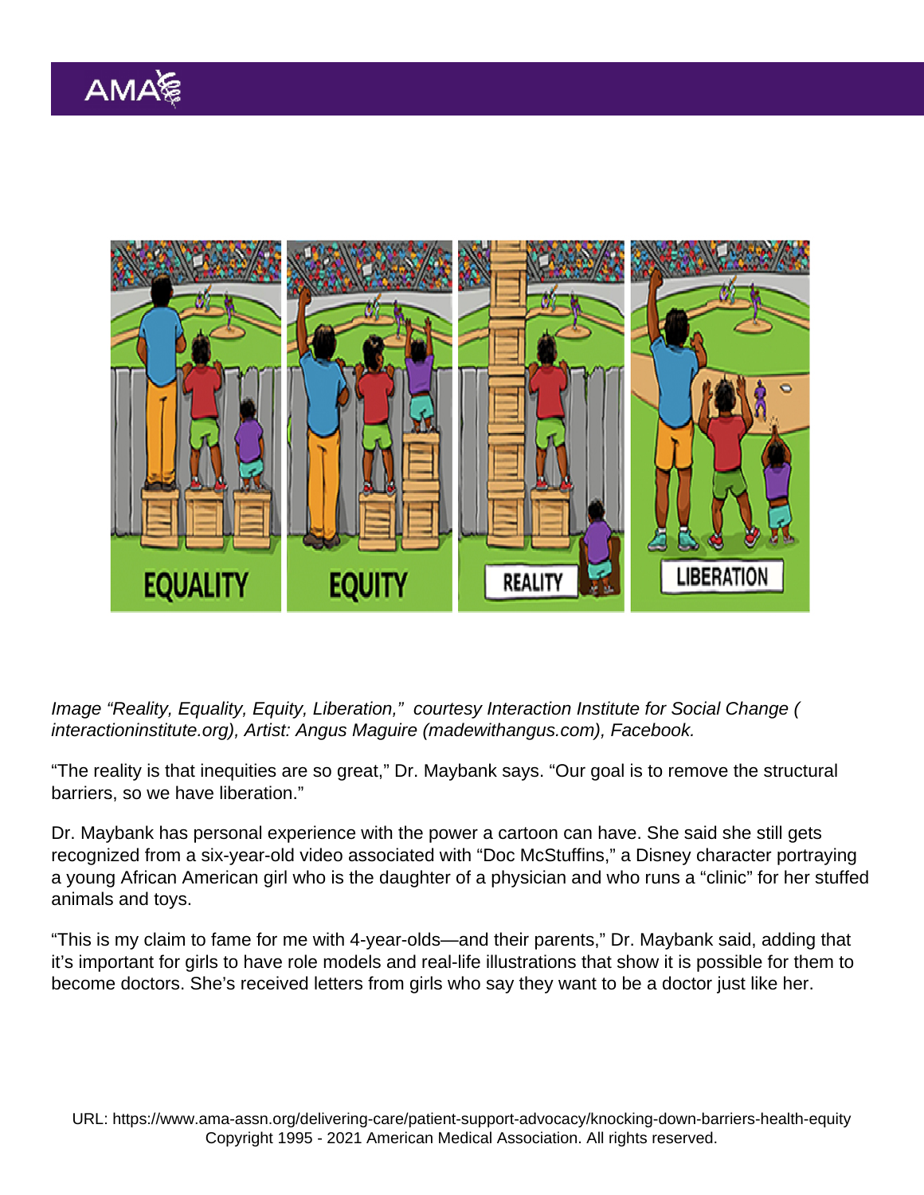*Image "Reality, Equality, Equity, Liberation," courtesy Interaction Institute for Social Change ( interactioninstitute.org), Artist: Angus Maguire (madewithangus.com), Facebook.*

"The reality is that inequities are so great," Dr. Maybank says. "Our goal is to remove the structural barriers, so we have liberation."

Dr. Maybank has personal experience with the power a cartoon can have. She said she still gets recognized from a six-year-old video associated with "Doc McStuffins," a Disney character portraying a young African American girl who is the daughter of a physician and who runs a "clinic" for her stuffed animals and toys.

"This is my claim to fame for me with 4-year-olds—and their parents," Dr. Maybank said, adding that it's important for girls to have role models and real-life illustrations that show it is possible for them to become doctors. She's received letters from girls who say they want to be a doctor just like her.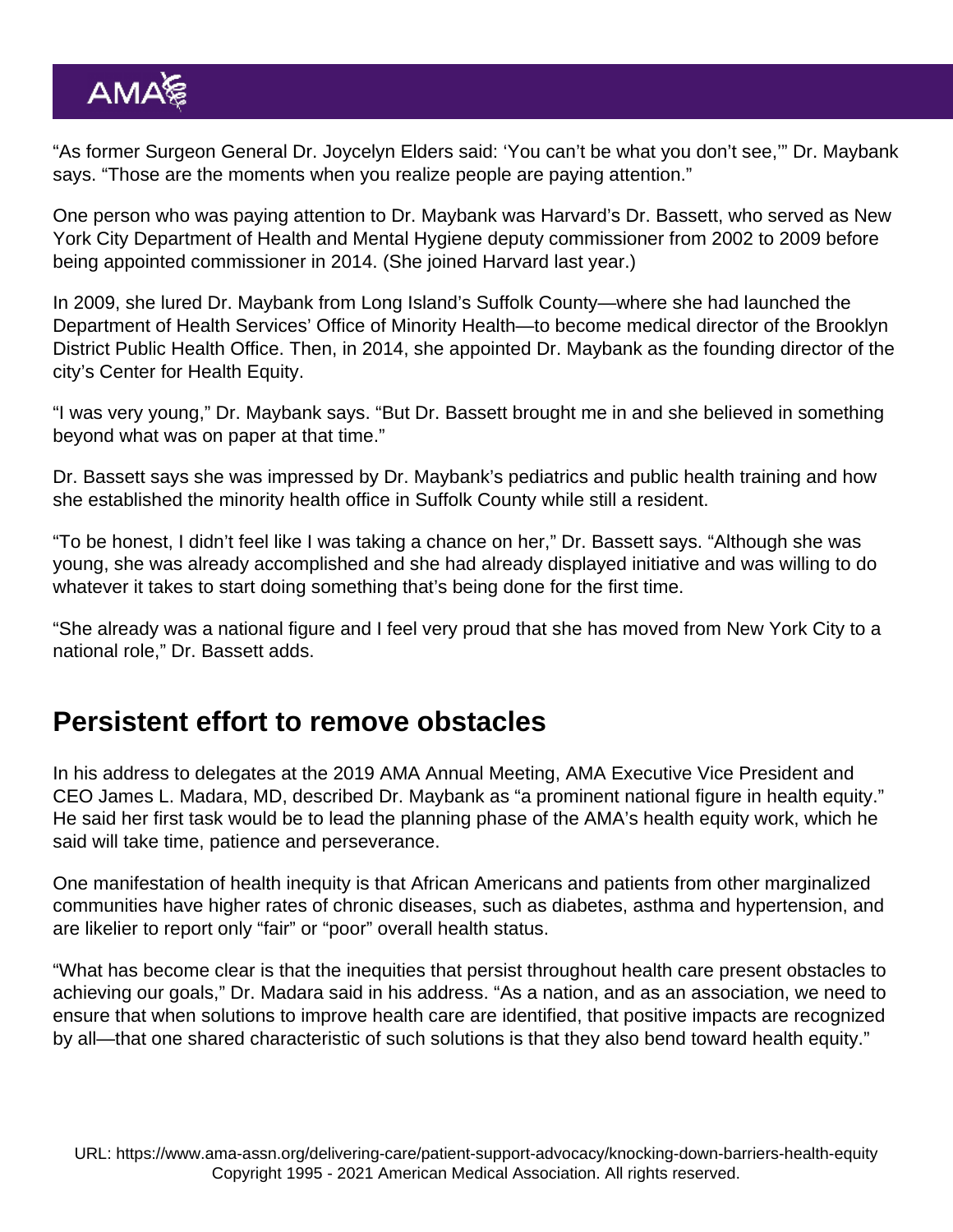"As former Surgeon General Dr. Joycelyn Elders said: 'You can't be what you don't see,'" Dr. Maybank says. "Those are the moments when you realize people are paying attention."

One person who was paying attention to Dr. Maybank was Harvard's Dr. Bassett, who served as New York City Department of Health and Mental Hygiene deputy commissioner from 2002 to 2009 before being appointed commissioner in 2014. (She joined Harvard last year.)

In 2009, she lured Dr. Maybank from Long Island's Suffolk County—where she had launched the Department of Health Services' Office of Minority Health—to become medical director of the Brooklyn District Public Health Office. Then, in 2014, she appointed Dr. Maybank as the founding director of the city's Center for Health Equity.

"I was very young," Dr. Maybank says. "But Dr. Bassett brought me in and she believed in something beyond what was on paper at that time."

Dr. Bassett says she was impressed by Dr. Maybank's pediatrics and public health training and how she established the minority health office in Suffolk County while still a resident.

"To be honest, I didn't feel like I was taking a chance on her," Dr. Bassett says. "Although she was young, she was already accomplished and she had already displayed initiative and was willing to do whatever it takes to start doing something that's being done for the first time.

"She already was a national figure and I feel very proud that she has moved from New York City to a national role," Dr. Bassett adds.

## Persistent effort to remove obstacles

In his address to delegates at the 2019 AMA Annual Meeting, AMA Executive Vice President and CEO James L. Madara, MD, described Dr. Maybank as "a prominent national figure in health equity." He said her first task would be to lead the planning phase of the AMA's health equity work, which he said will take time, patience and perseverance.

One manifestation of health inequity is that African Americans and patients from other marginalized communities have higher rates of chronic diseases, such as diabetes, asthma and hypertension, and are likelier to report only "fair" or "poor" overall health status.

"What has become clear is that the inequities that persist throughout health care present obstacles to achieving our goals," Dr. Madara said in his address. "As a nation, and as an association, we need to ensure that when solutions to improve health care are identified, that positive impacts are recognized by all—that one shared characteristic of such solutions is that they also bend toward health equity."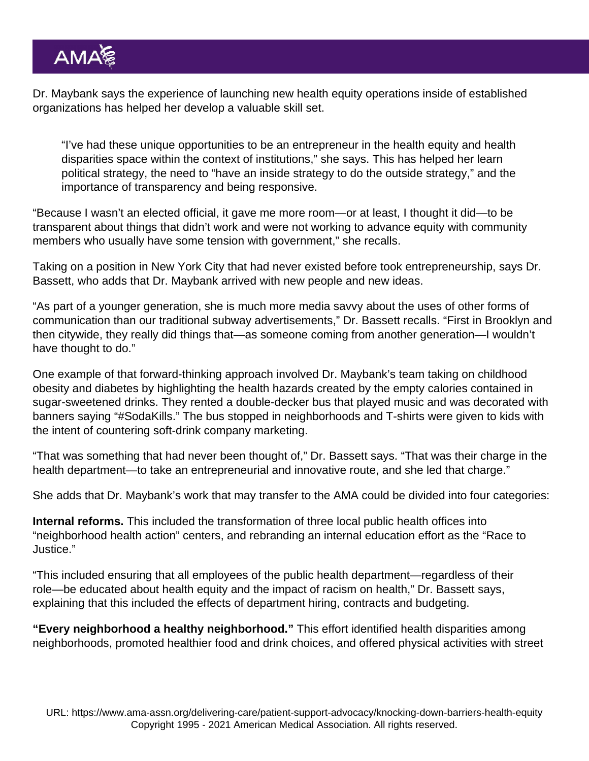Dr. Maybank says the experience of launching new health equity operations inside of established organizations has helped her develop a valuable skill set.

> "I've had these unique opportunities to be an entrepreneur in the health equity and health disparities space within the context of institutions," she says. This has helped her learn political strategy, the need to "have an inside strategy to do the outside strategy," and the importance of transparency and being responsive.

"Because I wasn't an elected official, it gave me more room—or at least, I thought it did—to be transparent about things that didn't work and were not working to advance equity with community members who usually have some tension with government," she recalls.

Taking on a position in New York City that had never existed before took entrepreneurship, says Dr. Bassett, who adds that Dr. Maybank arrived with new people and new ideas.

"As part of a younger generation, she is much more media savvy about the uses of other forms of communication than our traditional subway advertisements," Dr. Bassett recalls. "First in Brooklyn and then citywide, they really did things that—as someone coming from another generation—I wouldn't have thought to do."

One example of that forward-thinking approach involved Dr. Maybank's team taking on childhood obesity and diabetes by highlighting the health hazards created by the empty calories contained in sugar-sweetened drinks. They rented a double-decker bus that played music and was decorated with banners saying "#SodaKills." The bus stopped in neighborhoods and T-shirts were given to kids with the intent of countering soft-drink company marketing.

"That was something that had never been thought of," Dr. Bassett says. "That was their charge in the health department—to take an entrepreneurial and innovative route, and she led that charge."

She adds that Dr. Maybank's work that may transfer to the AMA could be divided into four categories:

**Internal reforms.** This included the transformation of three local public health offices into "neighborhood health action" centers, and rebranding an internal education effort as the "Race to Justice."

"This included ensuring that all employees of the public health department—regardless of their role—be educated about health equity and the impact of racism on health," Dr. Bassett says, explaining that this included the effects of department hiring, contracts and budgeting.

**"Every neighborhood a healthy neighborhood."** This effort identified health disparities among neighborhoods, promoted healthier food and drink choices, and offered physical activities with street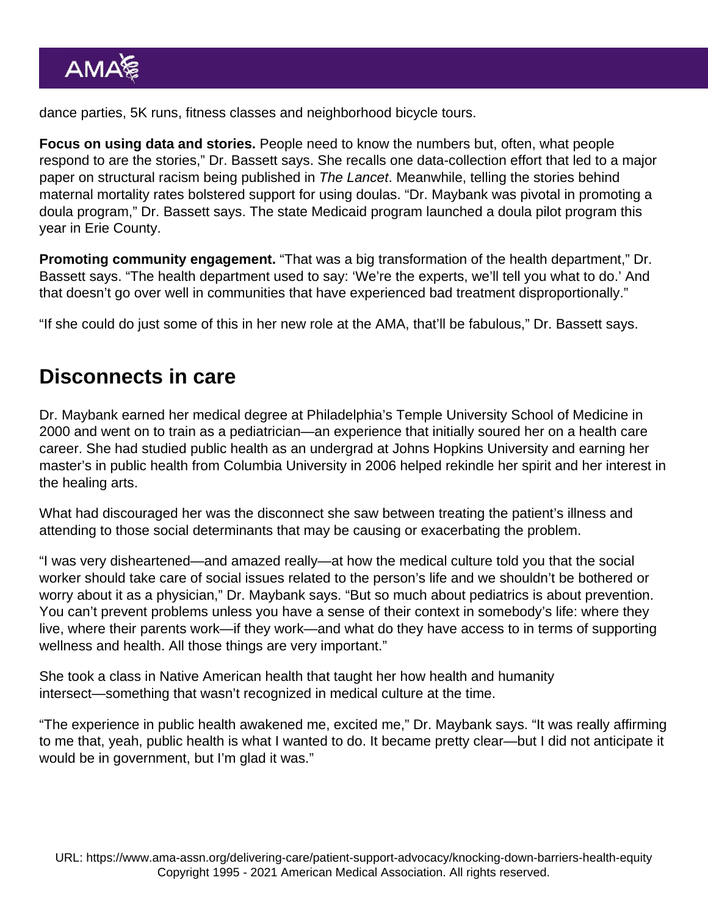dance parties, 5K runs, fitness classes and neighborhood bicycle tours.

**Focus on using data and stories.** People need to know the numbers but, often, what people respond to are the stories," Dr. Bassett says. She recalls one data-collection effort that led to a major paper on structural racism being published in *The Lancet*. Meanwhile, telling the stories behind maternal mortality rates bolstered support for using doulas. "Dr. Maybank was pivotal in promoting a doula program," Dr. Bassett says. The state Medicaid program launched a doula pilot program this year in Erie County.

**Promoting community engagement.** "That was a big transformation of the health department," Dr. Bassett says. "The health department used to say: 'We're the experts, we'll tell you what to do.' And that doesn't go over well in communities that have experienced bad treatment disproportionally."

"If she could do just some of this in her new role at the AMA, that'll be fabulous," Dr. Bassett says.

## Disconnects in care

Dr. Maybank earned her medical degree at Philadelphia's Temple University School of Medicine in 2000 and went on to train as a pediatrician—an experience that initially soured her on a health care career. She had studied public health as an undergrad at Johns Hopkins University and earning her master's in public health from Columbia University in 2006 helped rekindle her spirit and her interest in the healing arts.

What had discouraged her was the disconnect she saw between treating the patient's illness and attending to those social determinants that may be causing or exacerbating the problem.

"I was very disheartened—and amazed really—at how the medical culture told you that the social worker should take care of social issues related to the person's life and we shouldn't be bothered or worry about it as a physician," Dr. Maybank says. "But so much about pediatrics is about prevention. You can't prevent problems unless you have a sense of their context in somebody's life: where they live, where their parents work—if they work—and what do they have access to in terms of supporting wellness and health. All those things are very important."

She took a class in Native American health that taught her how health and humanity intersect—something that wasn't recognized in medical culture at the time.

"The experience in public health awakened me, excited me," Dr. Maybank says. "It was really affirming to me that, yeah, public health is what I wanted to do. It became pretty clear—but I did not anticipate it would be in government, but I'm glad it was."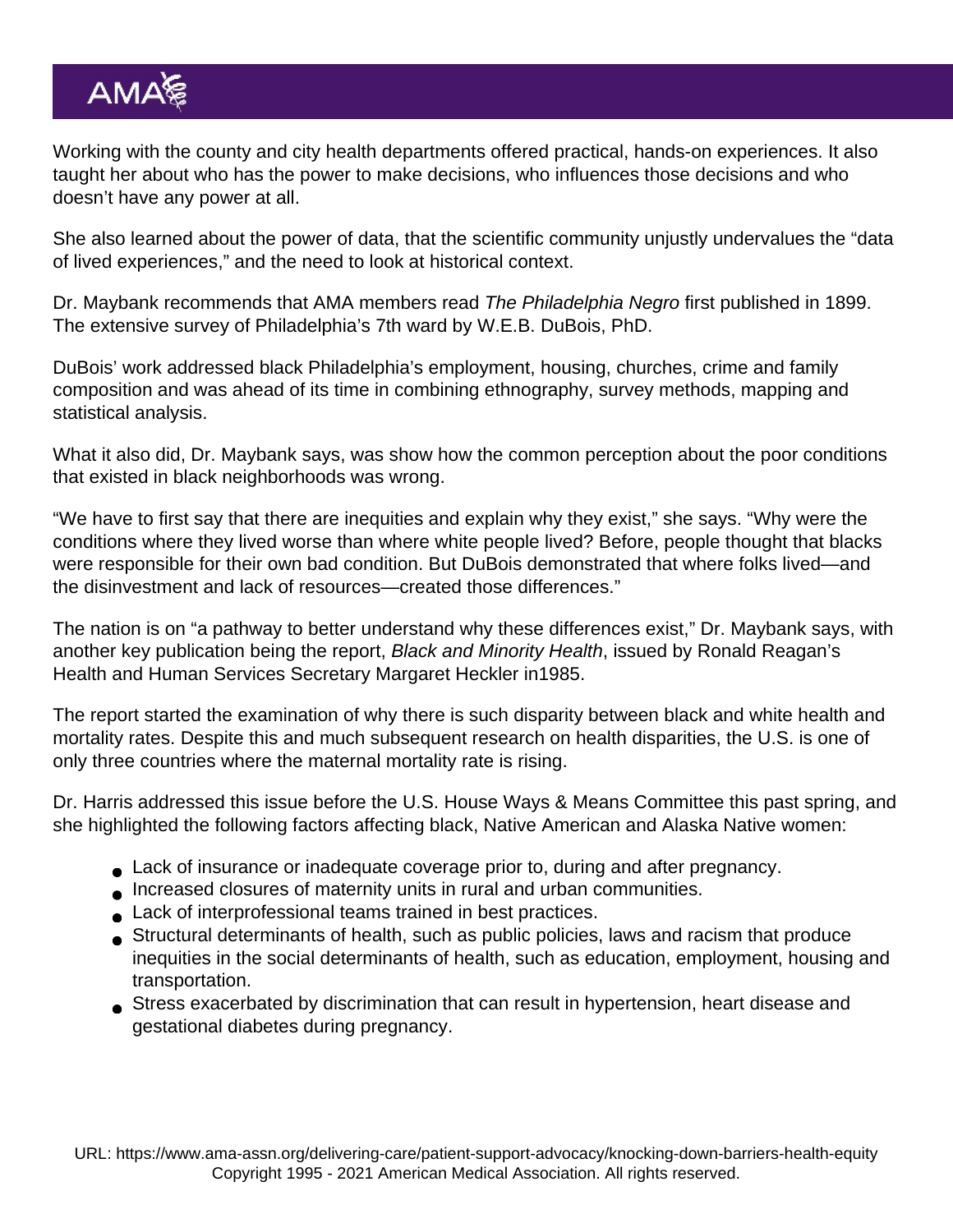Working with the county and city health departments offered practical, hands-on experiences. It also taught her about who has the power to make decisions, who influences those decisions and who doesn't have any power at all.

She also learned about the power of data, that the scientific community unjustly undervalues the "data of lived experiences," and the need to look at historical context.

Dr. Maybank recommends that AMA members read *The Philadelphia Negro* first published in 1899. The extensive survey of Philadelphia's 7th ward by W.E.B. DuBois, PhD.

DuBois' work addressed black Philadelphia's employment, housing, churches, crime and family composition and was ahead of its time in combining ethnography, survey methods, mapping and statistical analysis.

What it also did, Dr. Maybank says, was show how the common perception about the poor conditions that existed in black neighborhoods was wrong.

"We have to first say that there are inequities and explain why they exist," she says. "Why were the conditions where they lived worse than where white people lived? Before, people thought that blacks were responsible for their own bad condition. But DuBois demonstrated that where folks lived—and the disinvestment and lack of resources—created those differences."

The nation is on "a pathway to better understand why these differences exist," Dr. Maybank says, with another key publication being the report, *Black and Minority Health*, issued by Ronald Reagan's Health and Human Services Secretary Margaret Heckler in1985.

The report started the examination of why there is such disparity between black and white health and mortality rates. Despite this and much subsequent research on health disparities, the U.S. is one of only three countries where the maternal mortality rate is rising.

Dr. Harris addressed this issue before the U.S. House Ways & Means Committee this past spring, and she highlighted the following factors affecting black, Native American and Alaska Native women:

- Lack of insurance or inadequate coverage prior to, during and after pregnancy.
- Increased closures of maternity units in rural and urban communities.
- Lack of interprofessional teams trained in best practices.
- Structural determinants of health, such as public policies, laws and racism that produce inequities in the social determinants of health, such as education, employment, housing and transportation.
- Stress exacerbated by discrimination that can result in hypertension, heart disease and gestational diabetes during pregnancy.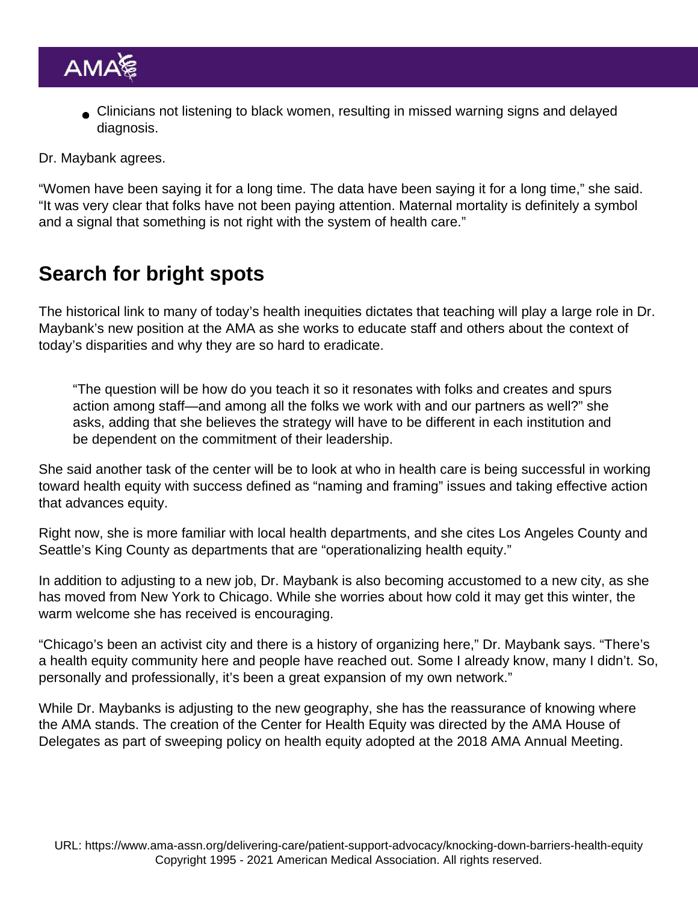- Clinicians not listening to black women, resulting in missed warning signs and delayed diagnosis.

Dr. Maybank agrees.

"Women have been saying it for a long time. The data have been saying it for a long time," she said. "It was very clear that folks have not been paying attention. Maternal mortality is definitely a symbol and a signal that something is not right with the system of health care."

## Search for bright spots

The historical link to many of today's health inequities dictates that teaching will play a large role in Dr. Maybank's new position at the AMA as she works to educate staff and others about the context of today's disparities and why they are so hard to eradicate.

> "The question will be how do you teach it so it resonates with folks and creates and spurs action among staff—and among all the folks we work with and our partners as well?" she asks, adding that she believes the strategy will have to be different in each institution and be dependent on the commitment of their leadership.

She said another task of the center will be to look at who in health care is being successful in working toward health equity with success defined as "naming and framing" issues and taking effective action that advances equity.

Right now, she is more familiar with local health departments, and she cites Los Angeles County and Seattle's King County as departments that are "operationalizing health equity."

In addition to adjusting to a new job, Dr. Maybank is also becoming accustomed to a new city, as she has moved from New York to Chicago. While she worries about how cold it may get this winter, the warm welcome she has received is encouraging.

"Chicago's been an activist city and there is a history of organizing here," Dr. Maybank says. "There's a health equity community here and people have reached out. Some I already know, many I didn't. So, personally and professionally, it's been a great expansion of my own network."

While Dr. Maybanks is adjusting to the new geography, she has the reassurance of knowing where the AMA stands. The creation of the Center for Health Equity was directed by the AMA House of Delegates as part of sweeping policy on health equity adopted at the 2018 AMA Annual Meeting.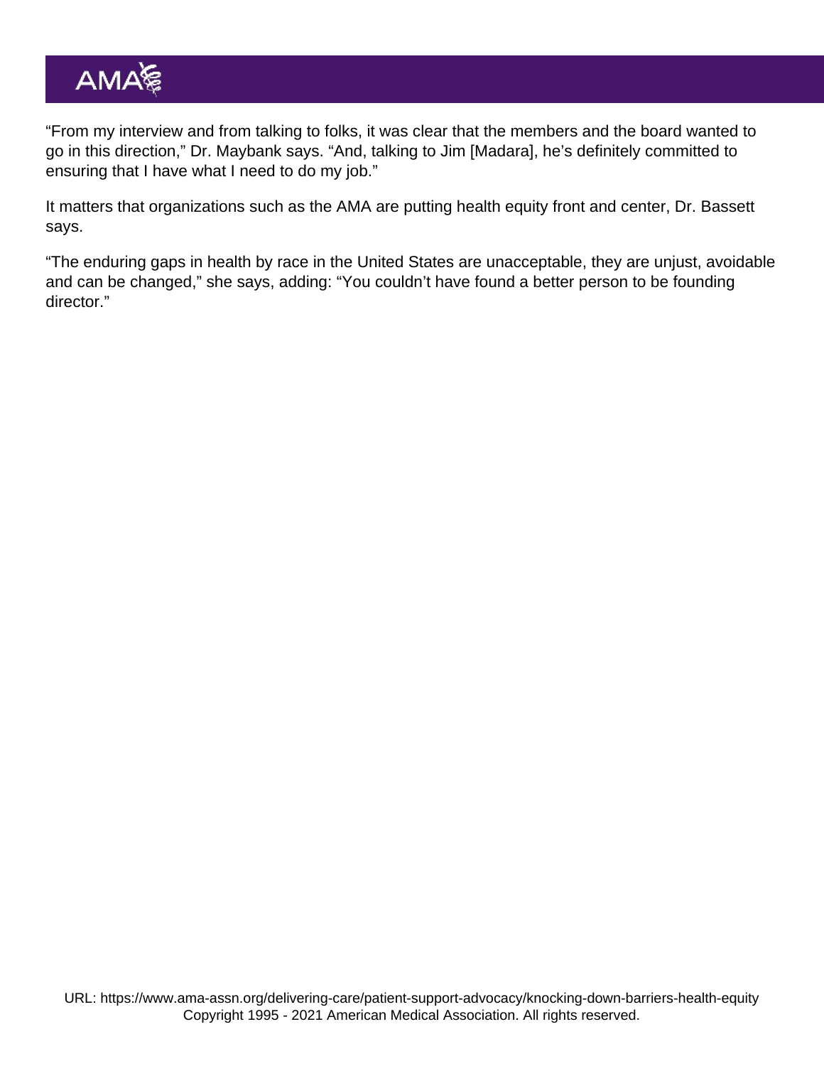"From my interview and from talking to folks, it was clear that the members and the board wanted to go in this direction," Dr. Maybank says. "And, talking to Jim [Madara], he's definitely committed to ensuring that I have what I need to do my job."

It matters that organizations such as the AMA are putting health equity front and center, Dr. Bassett says.

"The enduring gaps in health by race in the United States are unacceptable, they are unjust, avoidable and can be changed," she says, adding: "You couldn't have found a better person to be founding director."